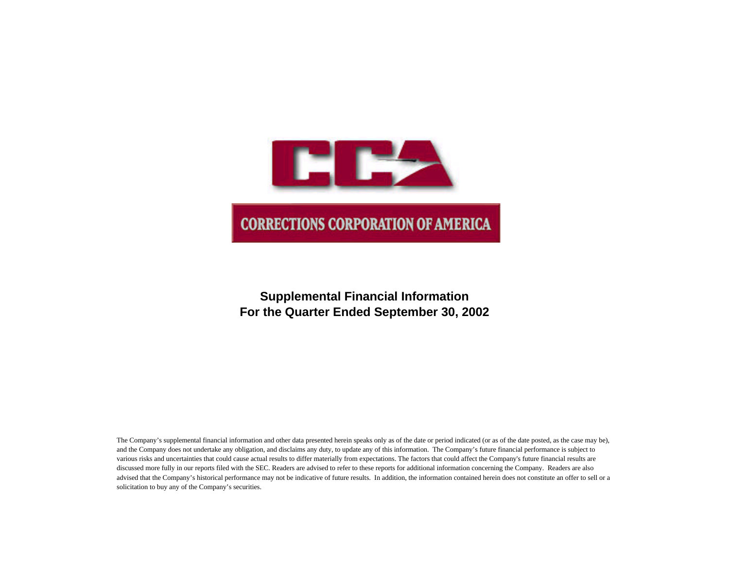CCA

CORRECTIONS CORPORATION OF AMERICA

## Supplemental Financial Information
## For the Quarter Ended September 30, 2002

The Company's supplemental financial information and other data presented herein speaks only as of the date or period indicated (or as of the date posted, as the case may be), and the Company does not undertake any obligation, and disclaims any duty, to update any of this information. The Company's future financial performance is subject to various risks and uncertainties that could cause actual results to differ materially from expectations. The factors that could affect the Company's future financial results are discussed more fully in our reports filed with the SEC. Readers are advised to refer to these reports for additional information concerning the Company. Readers are also advised that the Company's historical performance may not be indicative of future results. In addition, the information contained herein does not constitute an offer to sell or a solicitation to buy any of the Company's securities.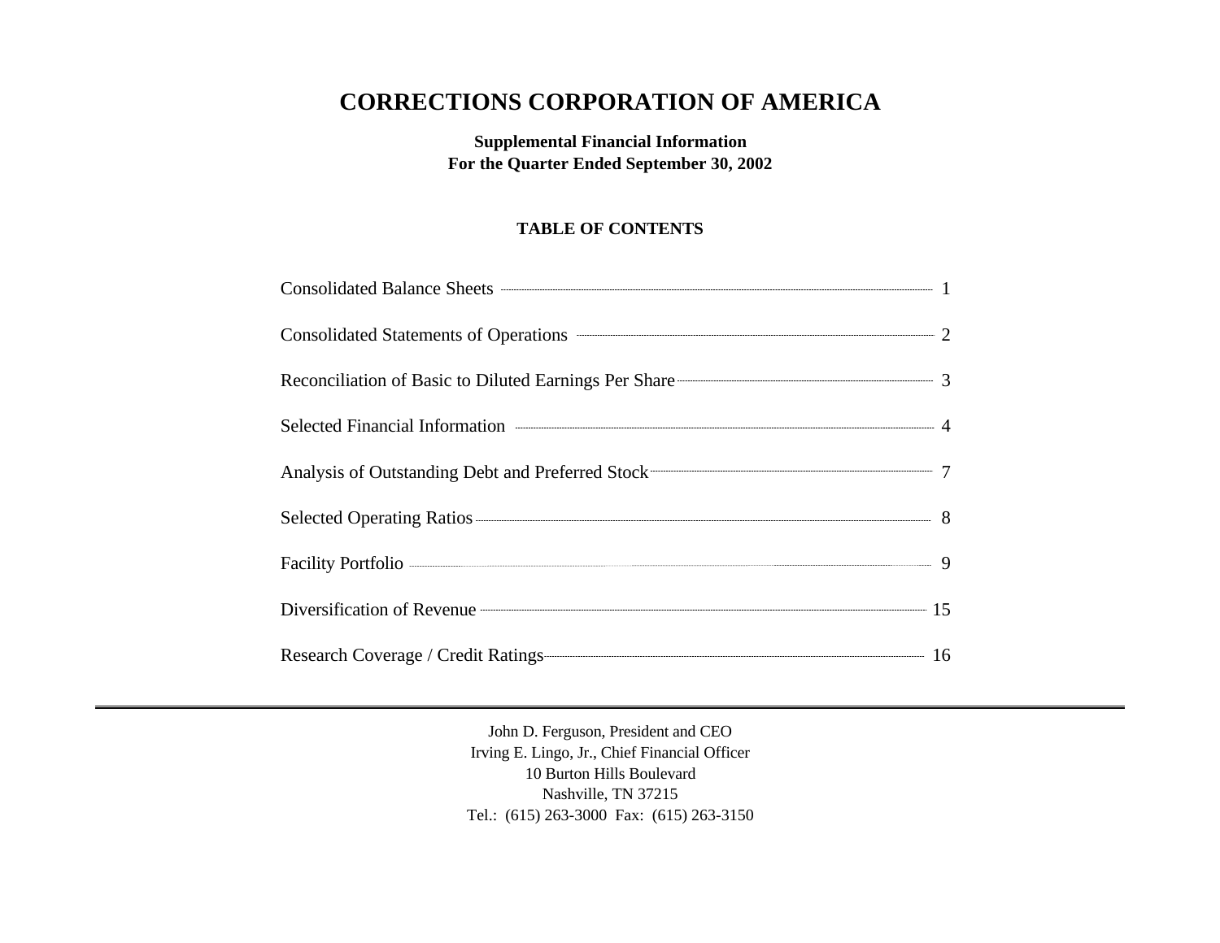# CORRECTIONS CORPORATION OF AMERICA

**Supplemental Financial Information**
**For the Quarter Ended September 30, 2002**

## TABLE OF CONTENTS

| | |
|---|---|
| Consolidated Balance Sheets | 1 |
| Consolidated Statements of Operations | 2 |
| Reconciliation of Basic to Diluted Earnings Per Share | 3 |
| Selected Financial Information | 4 |
| Analysis of Outstanding Debt and Preferred Stock | 7 |
| Selected Operating Ratios | 8 |
| Facility Portfolio | 9 |
| Diversification of Revenue | 15 |
| Research Coverage / Credit Ratings | 16 |

---

John D. Ferguson, President and CEO
Irving E. Lingo, Jr., Chief Financial Officer
10 Burton Hills Boulevard
Nashville, TN 37215
Tel.: (615) 263-3000 Fax: (615) 263-3150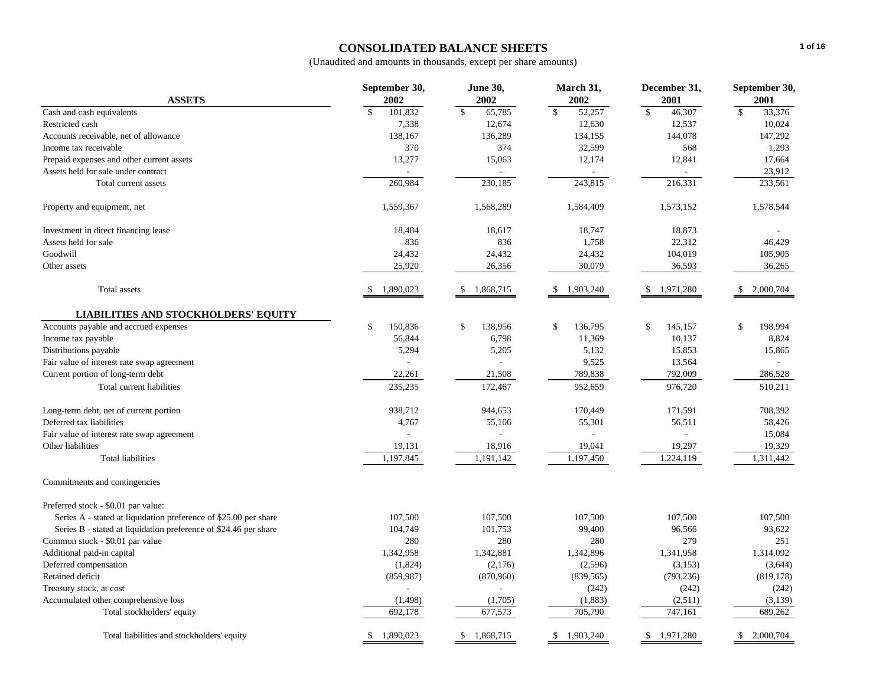# CONSOLIDATED BALANCE SHEETS

(Unaudited and amounts in thousands, except per share amounts)

| ASSETS | September 30, 2002 | June 30, 2002 | March 31, 2002 | December 31, 2001 | September 30, 2001 |
|---|---|---|---|---|---|
| Cash and cash equivalents | $ 101,832 | $ 65,785 | $ 52,257 | $ 46,307 | $ 33,376 |
| Restricted cash | 7,338 | 12,674 | 12,630 | 12,537 | 10,024 |
| Accounts receivable, net of allowance | 138,167 | 136,289 | 134,155 | 144,078 | 147,292 |
| Income tax receivable | 370 | 374 | 32,599 | 568 | 1,293 |
| Prepaid expenses and other current assets | 13,277 | 15,063 | 12,174 | 12,841 | 17,664 |
| Assets held for sale under contract | - | - | - | - | 23,912 |
| Total current assets | 260,984 | 230,185 | 243,815 | 216,331 | 233,561 |
| Property and equipment, net | 1,559,367 | 1,568,289 | 1,584,409 | 1,573,152 | 1,578,544 |
| Investment in direct financing lease | 18,484 | 18,617 | 18,747 | 18,873 | - |
| Assets held for sale | 836 | 836 | 1,758 | 22,312 | 46,429 |
| Goodwill | 24,432 | 24,432 | 24,432 | 104,019 | 105,905 |
| Other assets | 25,920 | 26,356 | 30,079 | 36,593 | 36,265 |
| Total assets | $ 1,890,023 | $ 1,868,715 | $ 1,903,240 | $ 1,971,280 | $ 2,000,704 |
| **LIABILITIES AND STOCKHOLDERS' EQUITY** | | | | | |
| Accounts payable and accrued expenses | $ 150,836 | $ 138,956 | $ 136,795 | $ 145,157 | $ 198,994 |
| Income tax payable | 56,844 | 6,798 | 11,369 | 10,137 | 8,824 |
| Distributions payable | 5,294 | 5,205 | 5,132 | 15,853 | 15,865 |
| Fair value of interest rate swap agreement | - | - | 9,525 | 13,564 | - |
| Current portion of long-term debt | 22,261 | 21,508 | 789,838 | 792,009 | 286,528 |
| Total current liabilities | 235,235 | 172,467 | 952,659 | 976,720 | 510,211 |
| Long-term debt, net of current portion | 938,712 | 944,653 | 170,449 | 171,591 | 708,392 |
| Deferred tax liabilities | 4,767 | 55,106 | 55,301 | 56,511 | 58,426 |
| Fair value of interest rate swap agreement | - | - | - | - | 15,084 |
| Other liabilities | 19,131 | 18,916 | 19,041 | 19,297 | 19,329 |
| Total liabilities | 1,197,845 | 1,191,142 | 1,197,450 | 1,224,119 | 1,311,442 |
| Commitments and contingencies | | | | | |
| Preferred stock - $0.01 par value: | | | | | |
| Series A - stated at liquidation preference of $25.00 per share | 107,500 | 107,500 | 107,500 | 107,500 | 107,500 |
| Series B - stated at liquidation preference of $24.46 per share | 104,749 | 101,753 | 99,400 | 96,566 | 93,622 |
| Common stock - $0.01 par value | 280 | 280 | 280 | 279 | 251 |
| Additional paid-in capital | 1,342,958 | 1,342,881 | 1,342,896 | 1,341,958 | 1,314,092 |
| Deferred compensation | (1,824) | (2,176) | (2,596) | (3,153) | (3,644) |
| Retained deficit | (859,987) | (870,960) | (839,565) | (793,236) | (819,178) |
| Treasury stock, at cost | - | - | (242) | (242) | (242) |
| Accumulated other comprehensive loss | (1,498) | (1,705) | (1,883) | (2,511) | (3,139) |
| Total stockholders' equity | 692,178 | 677,573 | 705,790 | 747,161 | 689,262 |
| Total liabilities and stockholders' equity | $ 1,890,023 | $ 1,868,715 | $ 1,903,240 | $ 1,971,280 | $ 2,000,704 |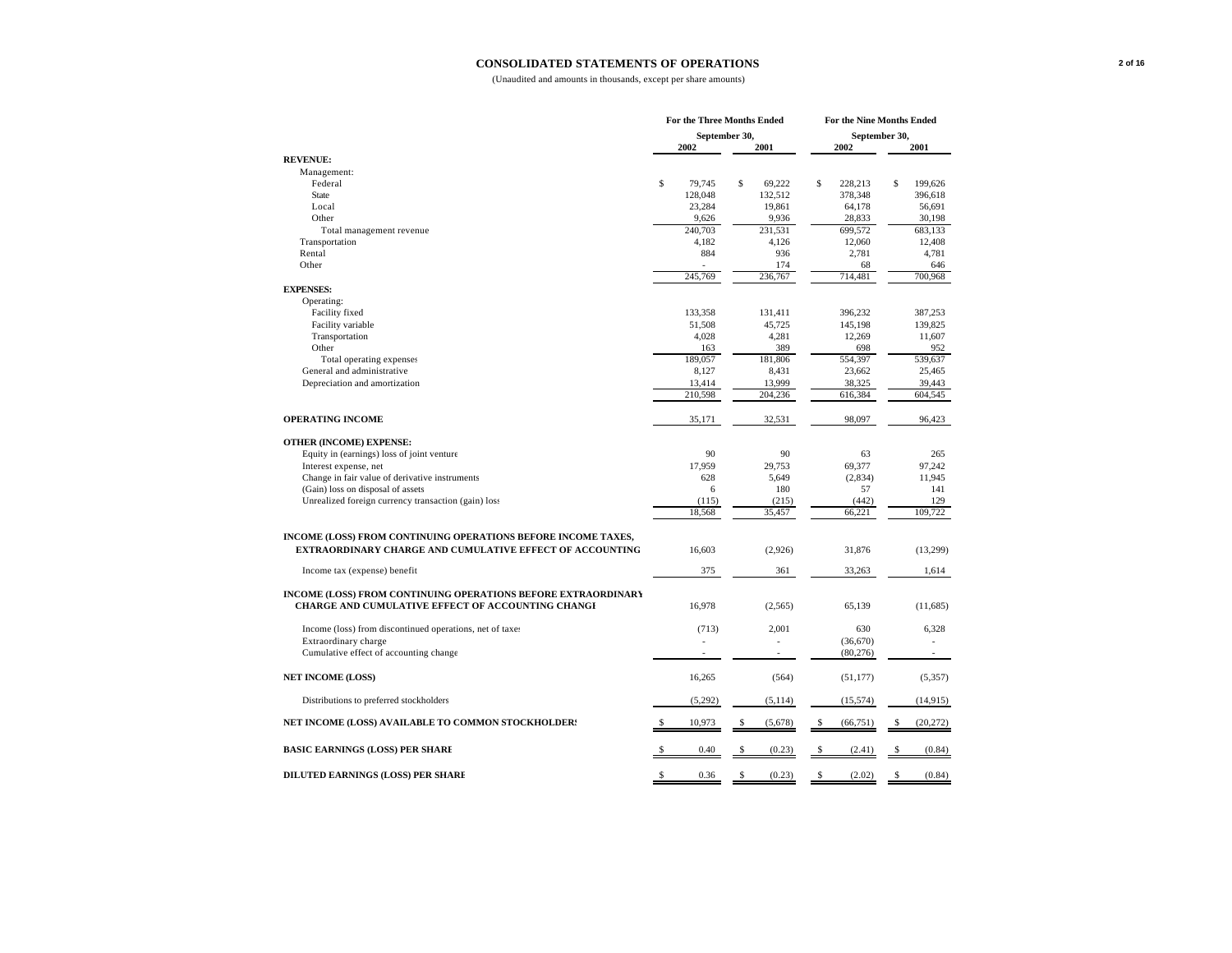# CONSOLIDATED STATEMENTS OF OPERATIONS

(Unaudited and amounts in thousands, except per share amounts)

| | For the Three Months Ended September 30, | | For the Nine Months Ended September 30, | |
|---|---|---|---|---|
| | 2002 | 2001 | 2002 | 2001 |
| **REVENUE:** | | | | |
| Management: | | | | |
| Federal | $ 79,745 | $ 69,222 | $ 228,213 | $ 199,626 |
| State | 128,048 | 132,512 | 378,348 | 396,618 |
| Local | 23,284 | 19,861 | 64,178 | 56,691 |
| Other | 9,626 | 9,936 | 28,833 | 30,198 |
| Total management revenue | 240,703 | 231,531 | 699,572 | 683,133 |
| Transportation | 4,182 | 4,126 | 12,060 | 12,408 |
| Rental | 884 | 936 | 2,781 | 4,781 |
| Other | - | 174 | 68 | 646 |
| | 245,769 | 236,767 | 714,481 | 700,968 |
| **EXPENSES:** | | | | |
| Operating: | | | | |
| Facility fixed | 133,358 | 131,411 | 396,232 | 387,253 |
| Facility variable | 51,508 | 45,725 | 145,198 | 139,825 |
| Transportation | 4,028 | 4,281 | 12,269 | 11,607 |
| Other | 163 | 389 | 698 | 952 |
| Total operating expenses | 189,057 | 181,806 | 554,397 | 539,637 |
| General and administrative | 8,127 | 8,431 | 23,662 | 25,465 |
| Depreciation and amortization | 13,414 | 13,999 | 38,325 | 39,443 |
| | 210,598 | 204,236 | 616,384 | 604,545 |
| **OPERATING INCOME** | 35,171 | 32,531 | 98,097 | 96,423 |
| **OTHER (INCOME) EXPENSE:** | | | | |
| Equity in (earnings) loss of joint venture | 90 | 90 | 63 | 265 |
| Interest expense, net | 17,959 | 29,753 | 69,377 | 97,242 |
| Change in fair value of derivative instruments | 628 | 5,649 | (2,834) | 11,945 |
| (Gain) loss on disposal of assets | 6 | 180 | 57 | 141 |
| Unrealized foreign currency transaction (gain) loss | (115) | (215) | (442) | 129 |
| | 18,568 | 35,457 | 66,221 | 109,722 |
| **INCOME (LOSS) FROM CONTINUING OPERATIONS BEFORE INCOME TAXES, EXTRAORDINARY CHARGE AND CUMULATIVE EFFECT OF ACCOUNTING** | 16,603 | (2,926) | 31,876 | (13,299) |
| Income tax (expense) benefit | 375 | 361 | 33,263 | 1,614 |
| **INCOME (LOSS) FROM CONTINUING OPERATIONS BEFORE EXTRAORDINARY CHARGE AND CUMULATIVE EFFECT OF ACCOUNTING CHANGE** | 16,978 | (2,565) | 65,139 | (11,685) |
| Income (loss) from discontinued operations, net of taxes | (713) | 2,001 | 630 | 6,328 |
| Extraordinary charge | - | - | (36,670) | - |
| Cumulative effect of accounting change | - | - | (80,276) | - |
| **NET INCOME (LOSS)** | 16,265 | (564) | (51,177) | (5,357) |
| Distributions to preferred stockholders | (5,292) | (5,114) | (15,574) | (14,915) |
| **NET INCOME (LOSS) AVAILABLE TO COMMON STOCKHOLDERS** | $ 10,973 | $ (5,678) | $ (66,751) | $ (20,272) |
| **BASIC EARNINGS (LOSS) PER SHARE** | $ 0.40 | $ (0.23) | $ (2.41) | $ (0.84) |
| **DILUTED EARNINGS (LOSS) PER SHARE** | $ 0.36 | $ (0.23) | $ (2.02) | $ (0.84) |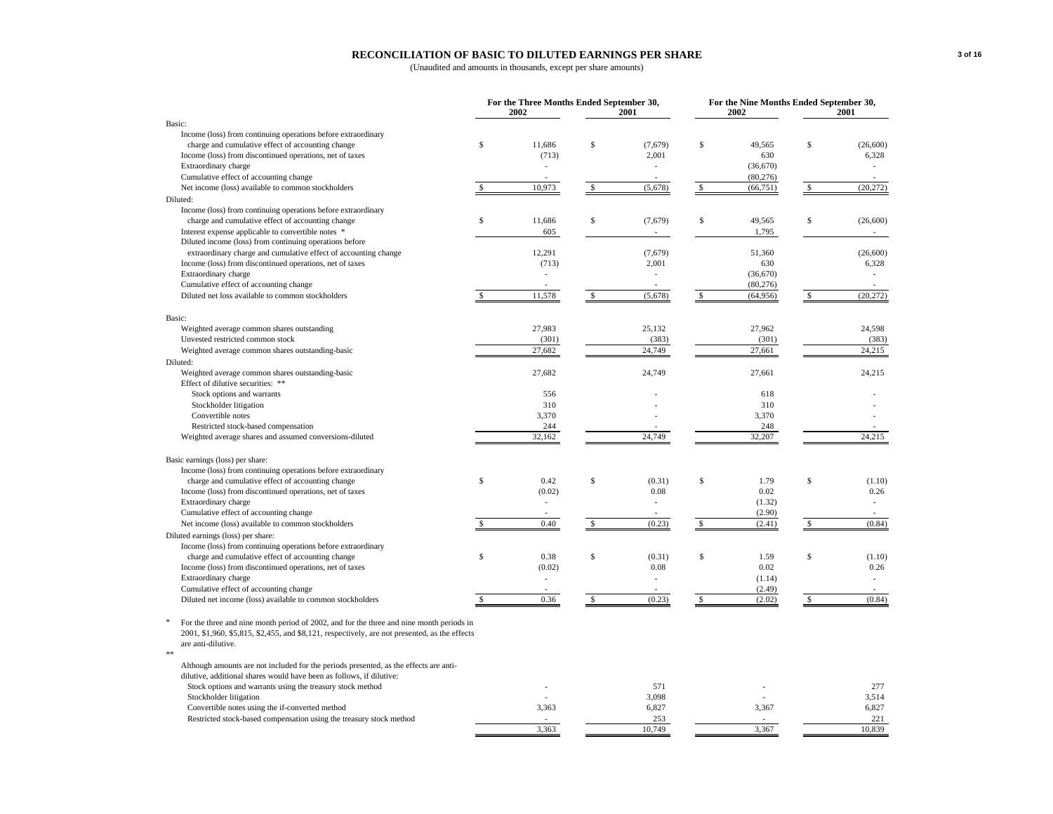# RECONCILIATION OF BASIC TO DILUTED EARNINGS PER SHARE

(Unaudited and amounts in thousands, except per share amounts)

| | For the Three Months Ended September 30, 2002 | For the Three Months Ended September 30, 2001 | For the Nine Months Ended September 30, 2002 | For the Nine Months Ended September 30, 2001 |
|---|---|---|---|---|
| **Basic:** | | | | |
| Income (loss) from continuing operations before extraordinary charge and cumulative effect of accounting change | $ 11,686 | $ (7,679) | $ 49,565 | $ (26,600) |
| Income (loss) from discontinued operations, net of taxes | (713) | 2,001 | 630 | 6,328 |
| Extraordinary charge | - | - | (36,670) | - |
| Cumulative effect of accounting change | - | - | (80,276) | - |
| Net income (loss) available to common stockholders | $ 10,973 | $ (5,678) | $ (66,751) | $ (20,272) |
| **Diluted:** | | | | |
| Income (loss) from continuing operations before extraordinary charge and cumulative effect of accounting change | $ 11,686 | $ (7,679) | $ 49,565 | $ (26,600) |
| Interest expense applicable to convertible notes * | 605 | - | 1,795 | - |
| Diluted income (loss) from continuing operations before extraordinary charge and cumulative effect of accounting change | 12,291 | (7,679) | 51,360 | (26,600) |
| Income (loss) from discontinued operations, net of taxes | (713) | 2,001 | 630 | 6,328 |
| Extraordinary charge | - | - | (36,670) | - |
| Cumulative effect of accounting change | - | - | (80,276) | - |
| Diluted net loss available to common stockholders | $ 11,578 | $ (5,678) | $ (64,956) | $ (20,272) |
| **Basic:** | | | | |
| Weighted average common shares outstanding | 27,983 | 25,132 | 27,962 | 24,598 |
| Unvested restricted common stock | (301) | (383) | (301) | (383) |
| Weighted average common shares outstanding-basic | 27,682 | 24,749 | 27,661 | 24,215 |
| **Diluted:** | | | | |
| Weighted average common shares outstanding-basic | 27,682 | 24,749 | 27,661 | 24,215 |
| Effect of dilutive securities: ** | | | | |
| Stock options and warrants | 556 | - | 618 | - |
| Stockholder litigation | 310 | - | 310 | - |
| Convertible notes | 3,370 | - | 3,370 | - |
| Restricted stock-based compensation | 244 | - | 248 | - |
| Weighted average shares and assumed conversions-diluted | 32,162 | 24,749 | 32,207 | 24,215 |
| **Basic earnings (loss) per share:** | | | | |
| Income (loss) from continuing operations before extraordinary charge and cumulative effect of accounting change | $ 0.42 | $ (0.31) | $ 1.79 | $ (1.10) |
| Income (loss) from discontinued operations, net of taxes | (0.02) | 0.08 | 0.02 | 0.26 |
| Extraordinary charge | - | - | (1.32) | - |
| Cumulative effect of accounting change | - | - | (2.90) | - |
| Net income (loss) available to common stockholders | $ 0.40 | $ (0.23) | $ (2.41) | $ (0.84) |
| **Diluted earnings (loss) per share:** | | | | |
| Income (loss) from continuing operations before extraordinary charge and cumulative effect of accounting change | $ 0.38 | $ (0.31) | $ 1.59 | $ (1.10) |
| Income (loss) from discontinued operations, net of taxes | (0.02) | 0.08 | 0.02 | 0.26 |
| Extraordinary charge | - | - | (1.14) | - |
| Cumulative effect of accounting change | - | - | (2.49) | - |
| Diluted net income (loss) available to common stockholders | $ 0.36 | $ (0.23) | $ (2.02) | $ (0.84) |

\* For the three and nine month period of 2002, and for the three and nine month periods in 2001, $1,960, $5,815, $2,455, and $8,121, respectively, are not presented, as the effects are anti-dilutive.

** Although amounts are not included for the periods presented, as the effects are anti-dilutive, additional shares would have been as follows, if dilutive:

| | Three Months 2002 | Three Months 2001 | Nine Months 2002 | Nine Months 2001 |
|---|---|---|---|---|
| Stock options and warrants using the treasury stock method | - | 571 | - | 277 |
| Stockholder litigation | - | 3,098 | - | 3,514 |
| Convertible notes using the if-converted method | 3,363 | 6,827 | 3,367 | 6,827 |
| Restricted stock-based compensation using the treasury stock method | - | 253 | - | 221 |
| | 3,363 | 10,749 | 3,367 | 10,839 |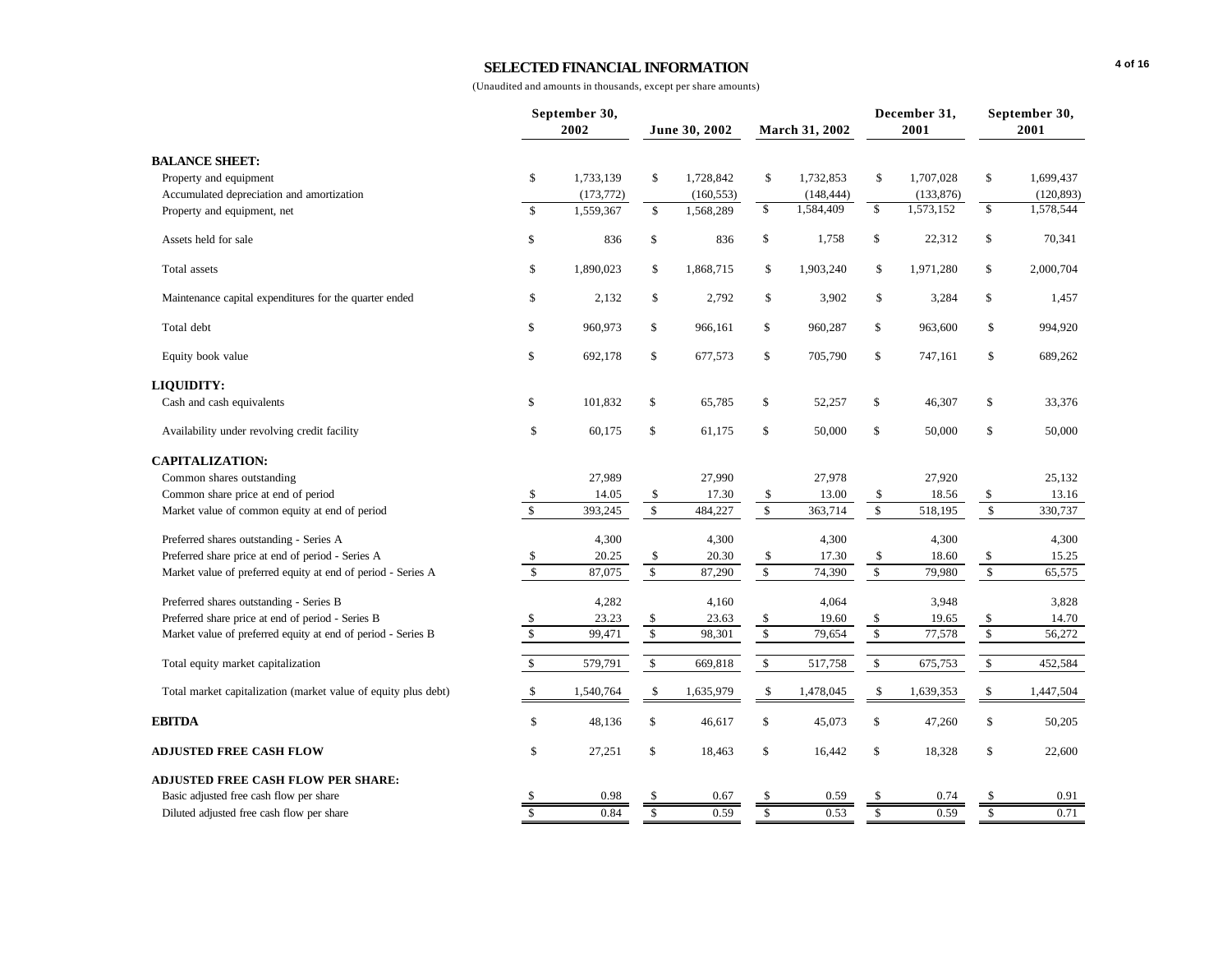# SELECTED FINANCIAL INFORMATION

(Unaudited and amounts in thousands, except per share amounts)

| | September 30, 2002 | June 30, 2002 | March 31, 2002 | December 31, 2001 | September 30, 2001 |
|---|---|---|---|---|---|
| **BALANCE SHEET:** | | | | | |
| Property and equipment | $ 1,733,139 | $ 1,728,842 | $ 1,732,853 | $ 1,707,028 | $ 1,699,437 |
| Accumulated depreciation and amortization | (173,772) | (160,553) | (148,444) | (133,876) | (120,893) |
| Property and equipment, net | $ 1,559,367 | $ 1,568,289 | $ 1,584,409 | $ 1,573,152 | $ 1,578,544 |
| Assets held for sale | $ 836 | $ 836 | $ 1,758 | $ 22,312 | $ 70,341 |
| Total assets | $ 1,890,023 | $ 1,868,715 | $ 1,903,240 | $ 1,971,280 | $ 2,000,704 |
| Maintenance capital expenditures for the quarter ended | $ 2,132 | $ 2,792 | $ 3,902 | $ 3,284 | $ 1,457 |
| Total debt | $ 960,973 | $ 966,161 | $ 960,287 | $ 963,600 | $ 994,920 |
| Equity book value | $ 692,178 | $ 677,573 | $ 705,790 | $ 747,161 | $ 689,262 |
| **LIQUIDITY:** | | | | | |
| Cash and cash equivalents | $ 101,832 | $ 65,785 | $ 52,257 | $ 46,307 | $ 33,376 |
| Availability under revolving credit facility | $ 60,175 | $ 61,175 | $ 50,000 | $ 50,000 | $ 50,000 |
| **CAPITALIZATION:** | | | | | |
| Common shares outstanding | 27,989 | 27,990 | 27,978 | 27,920 | 25,132 |
| Common share price at end of period | $ 14.05 | $ 17.30 | $ 13.00 | $ 18.56 | $ 13.16 |
| Market value of common equity at end of period | $ 393,245 | $ 484,227 | $ 363,714 | $ 518,195 | $ 330,737 |
| Preferred shares outstanding - Series A | 4,300 | 4,300 | 4,300 | 4,300 | 4,300 |
| Preferred share price at end of period - Series A | $ 20.25 | $ 20.30 | $ 17.30 | $ 18.60 | $ 15.25 |
| Market value of preferred equity at end of period - Series A | $ 87,075 | $ 87,290 | $ 74,390 | $ 79,980 | $ 65,575 |
| Preferred shares outstanding - Series B | 4,282 | 4,160 | 4,064 | 3,948 | 3,828 |
| Preferred share price at end of period - Series B | $ 23.23 | $ 23.63 | $ 19.60 | $ 19.65 | $ 14.70 |
| Market value of preferred equity at end of period - Series B | $ 99,471 | $ 98,301 | $ 79,654 | $ 77,578 | $ 56,272 |
| Total equity market capitalization | $ 579,791 | $ 669,818 | $ 517,758 | $ 675,753 | $ 452,584 |
| Total market capitalization (market value of equity plus debt) | $ 1,540,764 | $ 1,635,979 | $ 1,478,045 | $ 1,639,353 | $ 1,447,504 |
| **EBITDA** | $ 48,136 | $ 46,617 | $ 45,073 | $ 47,260 | $ 50,205 |
| **ADJUSTED FREE CASH FLOW** | $ 27,251 | $ 18,463 | $ 16,442 | $ 18,328 | $ 22,600 |
| **ADJUSTED FREE CASH FLOW PER SHARE:** | | | | | |
| Basic adjusted free cash flow per share | $ 0.98 | $ 0.67 | $ 0.59 | $ 0.74 | $ 0.91 |
| Diluted adjusted free cash flow per share | $ 0.84 | $ 0.59 | $ 0.53 | $ 0.59 | $ 0.71 |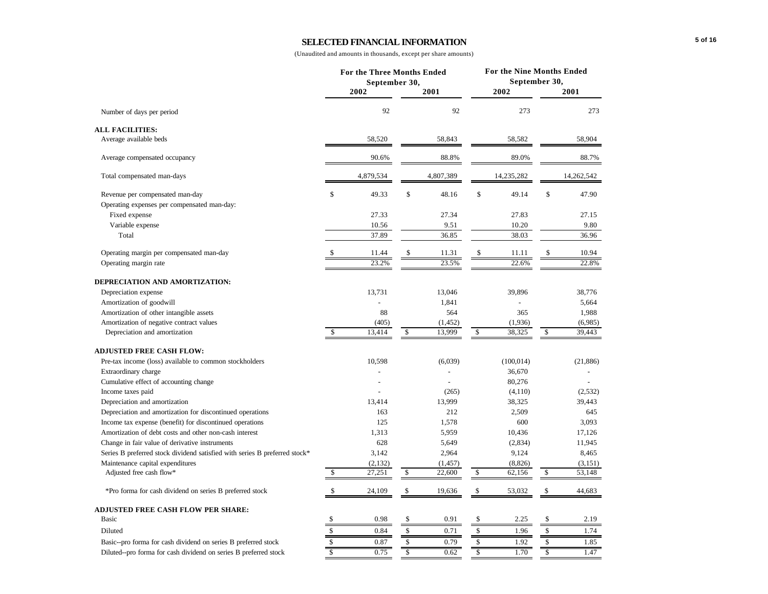## SELECTED FINANCIAL INFORMATION

(Unaudited and amounts in thousands, except per share amounts)

| | For the Three Months Ended September 30, | | For the Nine Months Ended September 30, | |
|---|---|---|---|---|
| | 2002 | 2001 | 2002 | 2001 |
| Number of days per period | 92 | 92 | 273 | 273 |
| **ALL FACILITIES:** | | | | |
| Average available beds | 58,520 | 58,843 | 58,582 | 58,904 |
| Average compensated occupancy | 90.6% | 88.8% | 89.0% | 88.7% |
| Total compensated man-days | 4,879,534 | 4,807,389 | 14,235,282 | 14,262,542 |
| Revenue per compensated man-day | $ 49.33 | $ 48.16 | $ 49.14 | $ 47.90 |
| Operating expenses per compensated man-day: | | | | |
| Fixed expense | 27.33 | 27.34 | 27.83 | 27.15 |
| Variable expense | 10.56 | 9.51 | 10.20 | 9.80 |
| Total | 37.89 | 36.85 | 38.03 | 36.96 |
| Operating margin per compensated man-day | $ 11.44 | $ 11.31 | $ 11.11 | $ 10.94 |
| Operating margin rate | 23.2% | 23.5% | 22.6% | 22.8% |
| **DEPRECIATION AND AMORTIZATION:** | | | | |
| Depreciation expense | 13,731 | 13,046 | 39,896 | 38,776 |
| Amortization of goodwill | - | 1,841 | - | 5,664 |
| Amortization of other intangible assets | 88 | 564 | 365 | 1,988 |
| Amortization of negative contract values | (405) | (1,452) | (1,936) | (6,985) |
| Depreciation and amortization | $ 13,414 | $ 13,999 | $ 38,325 | $ 39,443 |
| **ADJUSTED FREE CASH FLOW:** | | | | |
| Pre-tax income (loss) available to common stockholders | 10,598 | (6,039) | (100,014) | (21,886) |
| Extraordinary charge | - | - | 36,670 | - |
| Cumulative effect of accounting change | - | - | 80,276 | - |
| Income taxes paid | - | (265) | (4,110) | (2,532) |
| Depreciation and amortization | 13,414 | 13,999 | 38,325 | 39,443 |
| Depreciation and amortization for discontinued operations | 163 | 212 | 2,509 | 645 |
| Income tax expense (benefit) for discontinued operations | 125 | 1,578 | 600 | 3,093 |
| Amortization of debt costs and other non-cash interest | 1,313 | 5,959 | 10,436 | 17,126 |
| Change in fair value of derivative instruments | 628 | 5,649 | (2,834) | 11,945 |
| Series B preferred stock dividend satisfied with series B preferred stock* | 3,142 | 2,964 | 9,124 | 8,465 |
| Maintenance capital expenditures | (2,132) | (1,457) | (8,826) | (3,151) |
| Adjusted free cash flow* | $ 27,251 | $ 22,600 | $ 62,156 | $ 53,148 |
| *Pro forma for cash dividend on series B preferred stock | $ 24,109 | $ 19,636 | $ 53,032 | $ 44,683 |
| **ADJUSTED FREE CASH FLOW PER SHARE:** | | | | |
| Basic | $ 0.98 | $ 0.91 | $ 2.25 | $ 2.19 |
| Diluted | $ 0.84 | $ 0.71 | $ 1.96 | $ 1.74 |
| Basic--pro forma for cash dividend on series B preferred stock | $ 0.87 | $ 0.79 | $ 1.92 | $ 1.85 |
| Diluted--pro forma for cash dividend on series B preferred stock | $ 0.75 | $ 0.62 | $ 1.70 | $ 1.47 |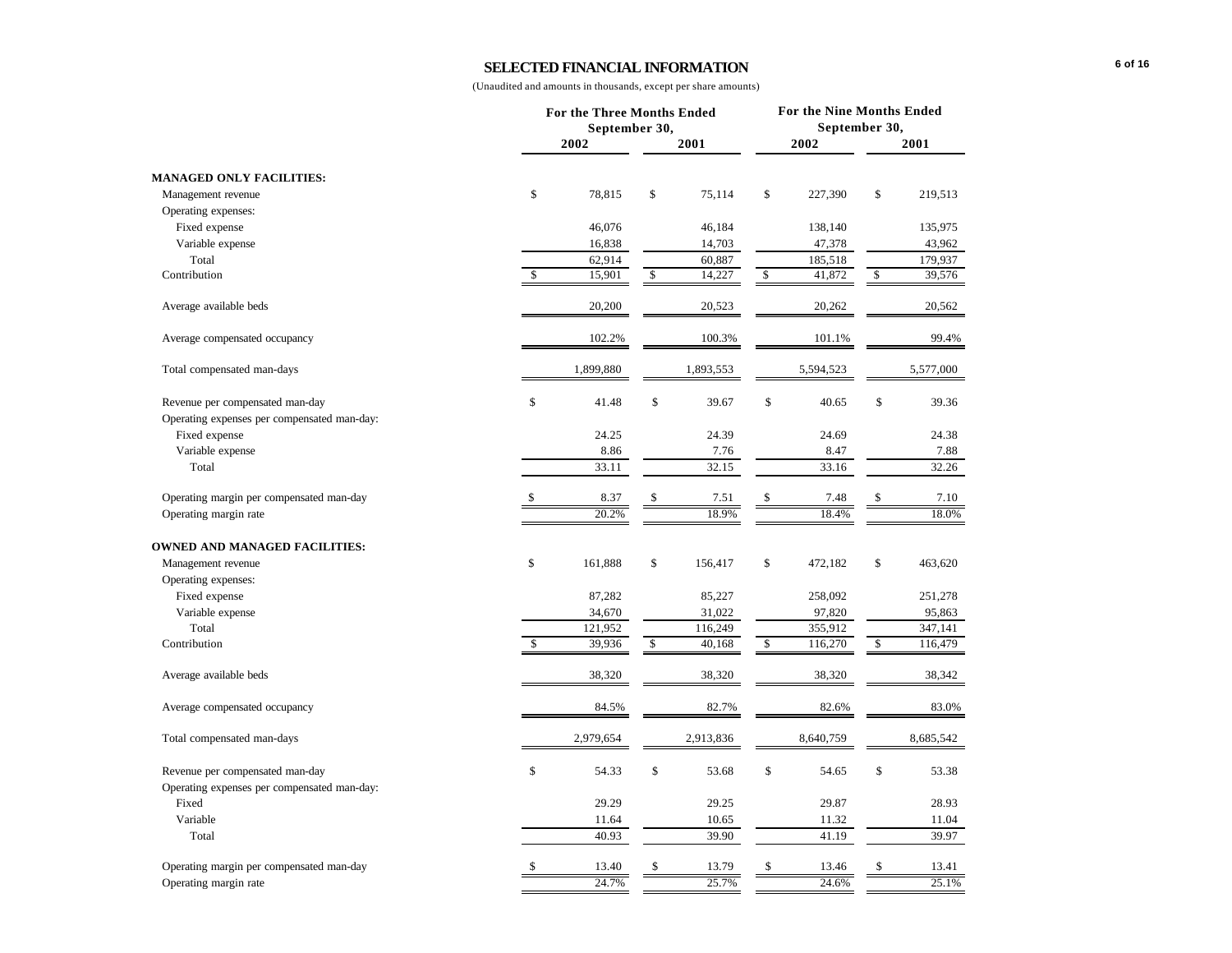# SELECTED FINANCIAL INFORMATION

(Unaudited and amounts in thousands, except per share amounts)

| | For the Three Months Ended September 30, | | For the Nine Months Ended September 30, | |
|---|---|---|---|---|
| | 2002 | 2001 | 2002 | 2001 |
| **MANAGED ONLY FACILITIES:** | | | | |
| Management revenue | $ 78,815 | $ 75,114 | $ 227,390 | $ 219,513 |
| Operating expenses: | | | | |
| Fixed expense | 46,076 | 46,184 | 138,140 | 135,975 |
| Variable expense | 16,838 | 14,703 | 47,378 | 43,962 |
| Total | 62,914 | 60,887 | 185,518 | 179,937 |
| Contribution | $ 15,901 | $ 14,227 | $ 41,872 | $ 39,576 |
| Average available beds | 20,200 | 20,523 | 20,262 | 20,562 |
| Average compensated occupancy | 102.2% | 100.3% | 101.1% | 99.4% |
| Total compensated man-days | 1,899,880 | 1,893,553 | 5,594,523 | 5,577,000 |
| Revenue per compensated man-day | $ 41.48 | $ 39.67 | $ 40.65 | $ 39.36 |
| Operating expenses per compensated man-day: | | | | |
| Fixed expense | 24.25 | 24.39 | 24.69 | 24.38 |
| Variable expense | 8.86 | 7.76 | 8.47 | 7.88 |
| Total | 33.11 | 32.15 | 33.16 | 32.26 |
| Operating margin per compensated man-day | $ 8.37 | $ 7.51 | $ 7.48 | $ 7.10 |
| Operating margin rate | 20.2% | 18.9% | 18.4% | 18.0% |
| **OWNED AND MANAGED FACILITIES:** | | | | |
| Management revenue | $ 161,888 | $ 156,417 | $ 472,182 | $ 463,620 |
| Operating expenses: | | | | |
| Fixed expense | 87,282 | 85,227 | 258,092 | 251,278 |
| Variable expense | 34,670 | 31,022 | 97,820 | 95,863 |
| Total | 121,952 | 116,249 | 355,912 | 347,141 |
| Contribution | $ 39,936 | $ 40,168 | $ 116,270 | $ 116,479 |
| Average available beds | 38,320 | 38,320 | 38,320 | 38,342 |
| Average compensated occupancy | 84.5% | 82.7% | 82.6% | 83.0% |
| Total compensated man-days | 2,979,654 | 2,913,836 | 8,640,759 | 8,685,542 |
| Revenue per compensated man-day | $ 54.33 | $ 53.68 | $ 54.65 | $ 53.38 |
| Operating expenses per compensated man-day: | | | | |
| Fixed | 29.29 | 29.25 | 29.87 | 28.93 |
| Variable | 11.64 | 10.65 | 11.32 | 11.04 |
| Total | 40.93 | 39.90 | 41.19 | 39.97 |
| Operating margin per compensated man-day | $ 13.40 | $ 13.79 | $ 13.46 | $ 13.41 |
| Operating margin rate | 24.7% | 25.7% | 24.6% | 25.1% |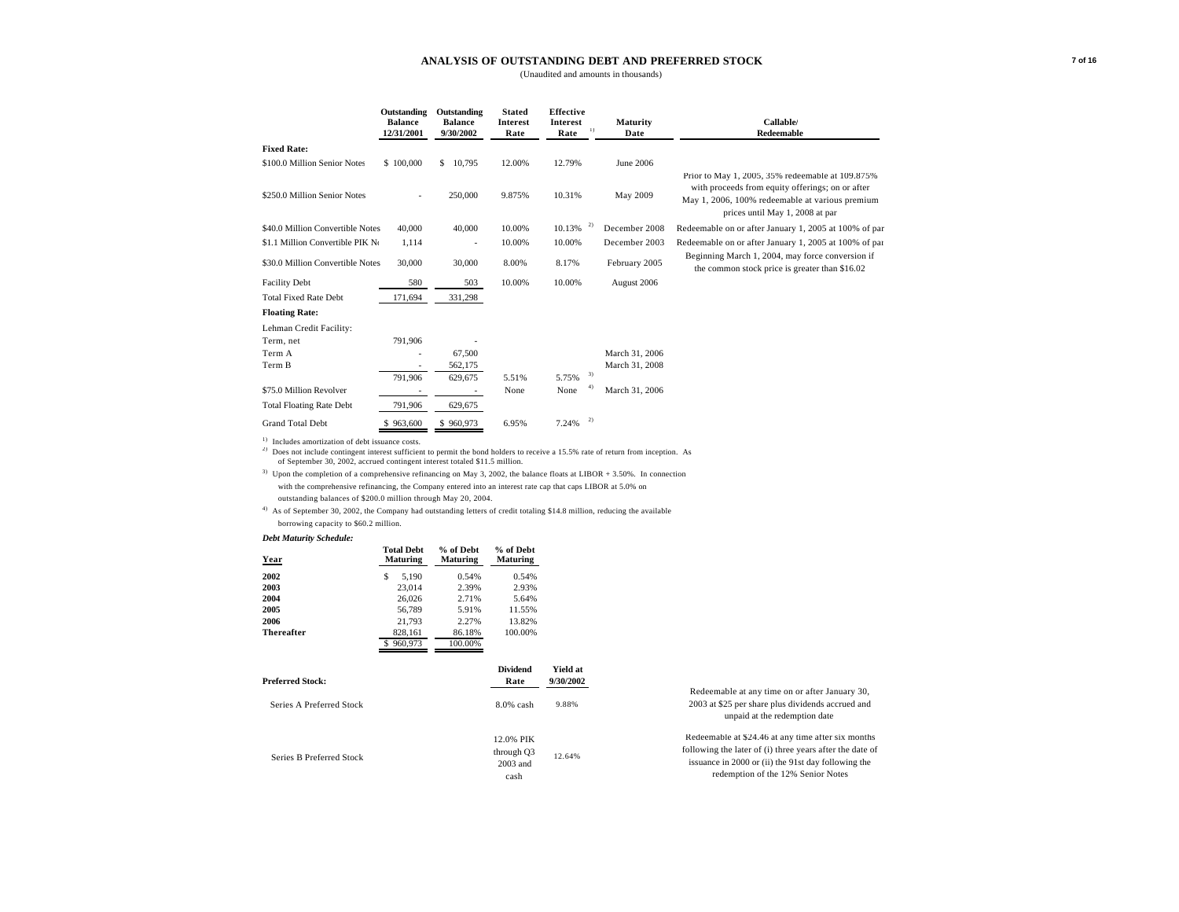# ANALYSIS OF OUTSTANDING DEBT AND PREFERRED STOCK

(Unaudited and amounts in thousands)

| | Outstanding Balance 12/31/2001 | Outstanding Balance 9/30/2002 | Stated Interest Rate | Effective Interest Rate [1] | Maturity Date | Callable/ Redeemable |
|---|---|---|---|---|---|---|
| **Fixed Rate:** | | | | | | |
| $100.0 Million Senior Notes | $ 100,000 | $ 10,795 | 12.00% | 12.79% | June 2006 | |
| $250.0 Million Senior Notes | - | 250,000 | 9.875% | 10.31% | May 2009 | Prior to May 1, 2005, 35% redeemable at 109.875% with proceeds from equity offerings; on or after May 1, 2006, 100% redeemable at various premium prices until May 1, 2008 at par |
| $40.0 Million Convertible Notes | 40,000 | 40,000 | 10.00% | 10.13% [2] | December 2008 | Redeemable on or after January 1, 2005 at 100% of par |
| $1.1 Million Convertible PIK Notes | 1,114 | - | 10.00% | 10.00% | December 2003 | Redeemable on or after January 1, 2005 at 100% of par |
| $30.0 Million Convertible Notes | 30,000 | 30,000 | 8.00% | 8.17% | February 2005 | Beginning March 1, 2004, may force conversion if the common stock price is greater than $16.02 |
| Facility Debt | 580 | 503 | 10.00% | 10.00% | August 2006 | |
| Total Fixed Rate Debt | 171,694 | 331,298 | | | | |
| **Floating Rate:** | | | | | | |
| Lehman Credit Facility: | | | | | | |
| Term, net | 791,906 | - | | | | |
| Term A | - | 67,500 | | | March 31, 2006 | |
| Term B | - | 562,175 | | | March 31, 2008 | |
| | 791,906 | 629,675 | 5.51% | 5.75% [3] | | |
| $75.0 Million Revolver | - | - | None | None [4] | March 31, 2006 | |
| Total Floating Rate Debt | 791,906 | 629,675 | | | | |
| Grand Total Debt | $ 963,600 | $ 960,973 | 6.95% | 7.24% [2] | | |

[1] Includes amortization of debt issuance costs.

[2] Does not include contingent interest sufficient to permit the bond holders to receive a 15.5% rate of return from inception. As of September 30, 2002, accrued contingent interest totaled $11.5 million.

[3] Upon the completion of a comprehensive refinancing on May 3, 2002, the balance floats at LIBOR + 3.50%. In connection with the comprehensive refinancing, the Company entered into an interest rate cap that caps LIBOR at 5.0% on outstanding balances of $200.0 million through May 20, 2004.

[4] As of September 30, 2002, the Company had outstanding letters of credit totaling $14.8 million, reducing the available borrowing capacity to $60.2 million.

***Debt Maturity Schedule:***

| Year | Total Debt Maturing | % of Debt Maturing | % of Debt Maturing |
|---|---|---|---|
| **2002** | $ 5,190 | 0.54% | 0.54% |
| **2003** | 23,014 | 2.39% | 2.93% |
| **2004** | 26,026 | 2.71% | 5.64% |
| **2005** | 56,789 | 5.91% | 11.55% |
| **2006** | 21,793 | 2.27% | 13.82% |
| **Thereafter** | 828,161 | 86.18% | 100.00% |
| | $ 960,973 | 100.00% | |

| Preferred Stock: | Dividend Rate | Yield at 9/30/2002 | |
|---|---|---|---|
| Series A Preferred Stock | 8.0% cash | 9.88% | Redeemable at any time on or after January 30, 2003 at $25 per share plus dividends accrued and unpaid at the redemption date |
| Series B Preferred Stock | 12.0% PIK through Q3 2003 and cash | 12.64% | Redeemable at $24.46 at any time after six months following the later of (i) three years after the date of issuance in 2000 or (ii) the 91st day following the redemption of the 12% Senior Notes |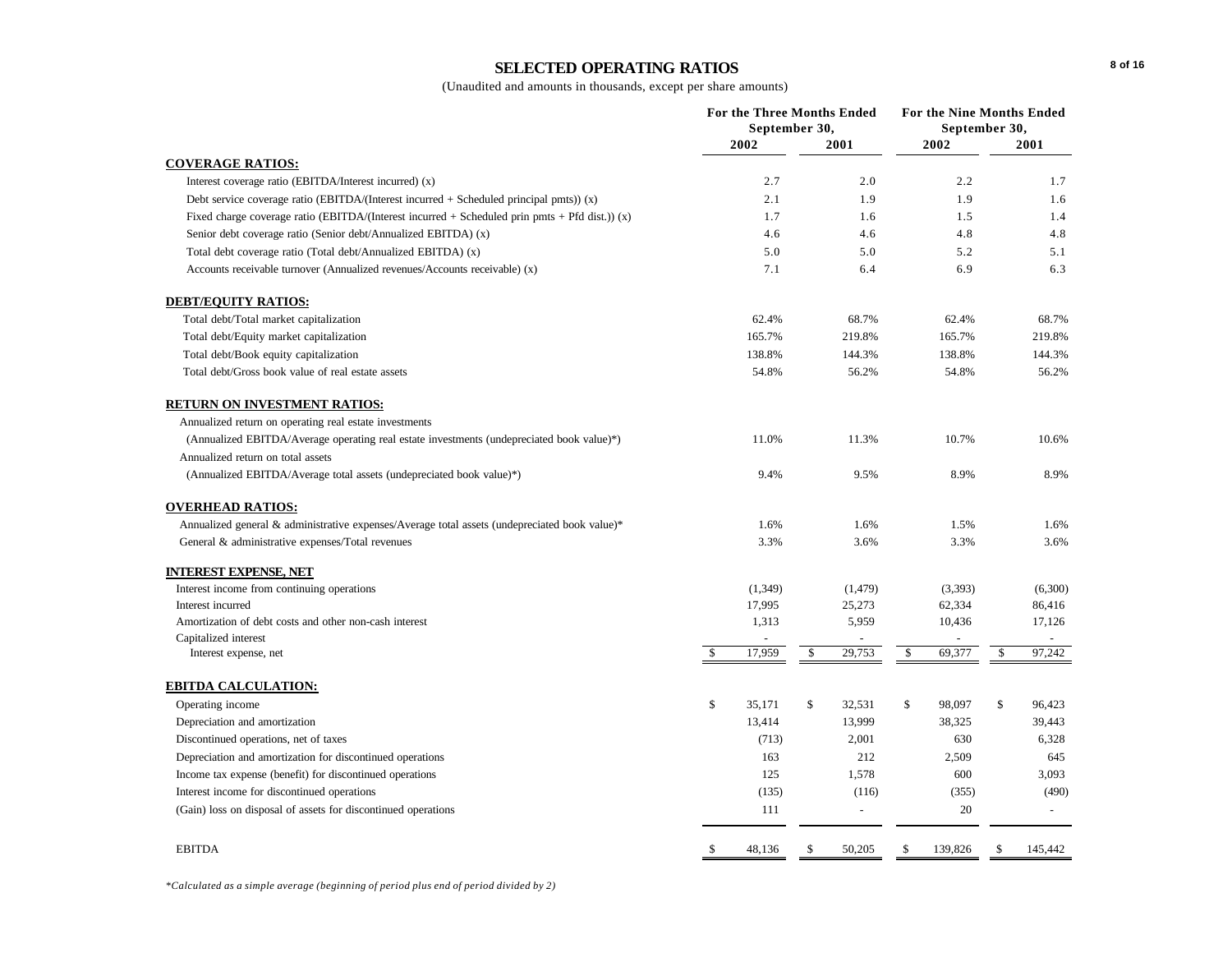# SELECTED OPERATING RATIOS

(Unaudited and amounts in thousands, except per share amounts)

| | For the Three Months Ended September 30, 2002 | For the Three Months Ended September 30, 2001 | For the Nine Months Ended September 30, 2002 | For the Nine Months Ended September 30, 2001 |
|---|---|---|---|---|
| **COVERAGE RATIOS:** | | | | |
| Interest coverage ratio (EBITDA/Interest incurred) (x) | 2.7 | 2.0 | 2.2 | 1.7 |
| Debt service coverage ratio (EBITDA/(Interest incurred + Scheduled principal pmts)) (x) | 2.1 | 1.9 | 1.9 | 1.6 |
| Fixed charge coverage ratio (EBITDA/(Interest incurred + Scheduled prin pmts + Pfd dist.)) (x) | 1.7 | 1.6 | 1.5 | 1.4 |
| Senior debt coverage ratio (Senior debt/Annualized EBITDA) (x) | 4.6 | 4.6 | 4.8 | 4.8 |
| Total debt coverage ratio (Total debt/Annualized EBITDA) (x) | 5.0 | 5.0 | 5.2 | 5.1 |
| Accounts receivable turnover (Annualized revenues/Accounts receivable) (x) | 7.1 | 6.4 | 6.9 | 6.3 |
| **DEBT/EQUITY RATIOS:** | | | | |
| Total debt/Total market capitalization | 62.4% | 68.7% | 62.4% | 68.7% |
| Total debt/Equity market capitalization | 165.7% | 219.8% | 165.7% | 219.8% |
| Total debt/Book equity capitalization | 138.8% | 144.3% | 138.8% | 144.3% |
| Total debt/Gross book value of real estate assets | 54.8% | 56.2% | 54.8% | 56.2% |
| **RETURN ON INVESTMENT RATIOS:** | | | | |
| Annualized return on operating real estate investments | | | | |
| (Annualized EBITDA/Average operating real estate investments (undepreciated book value)*) | 11.0% | 11.3% | 10.7% | 10.6% |
| Annualized return on total assets | | | | |
| (Annualized EBITDA/Average total assets (undepreciated book value)*) | 9.4% | 9.5% | 8.9% | 8.9% |
| **OVERHEAD RATIOS:** | | | | |
| Annualized general & administrative expenses/Average total assets (undepreciated book value)* | 1.6% | 1.6% | 1.5% | 1.6% |
| General & administrative expenses/Total revenues | 3.3% | 3.6% | 3.3% | 3.6% |
| **INTEREST EXPENSE, NET** | | | | |
| Interest income from continuing operations | (1,349) | (1,479) | (3,393) | (6,300) |
| Interest incurred | 17,995 | 25,273 | 62,334 | 86,416 |
| Amortization of debt costs and other non-cash interest | 1,313 | 5,959 | 10,436 | 17,126 |
| Capitalized interest | - | - | - | - |
| Interest expense, net | $ 17,959 | $ 29,753 | $ 69,377 | $ 97,242 |
| **EBITDA CALCULATION:** | | | | |
| Operating income | $ 35,171 | $ 32,531 | $ 98,097 | $ 96,423 |
| Depreciation and amortization | 13,414 | 13,999 | 38,325 | 39,443 |
| Discontinued operations, net of taxes | (713) | 2,001 | 630 | 6,328 |
| Depreciation and amortization for discontinued operations | 163 | 212 | 2,509 | 645 |
| Income tax expense (benefit) for discontinued operations | 125 | 1,578 | 600 | 3,093 |
| Interest income for discontinued operations | (135) | (116) | (355) | (490) |
| (Gain) loss on disposal of assets for discontinued operations | 111 | - | 20 | - |
| EBITDA | $ 48,136 | $ 50,205 | $ 139,826 | $ 145,442 |

*Calculated as a simple average (beginning of period plus end of period divided by 2)*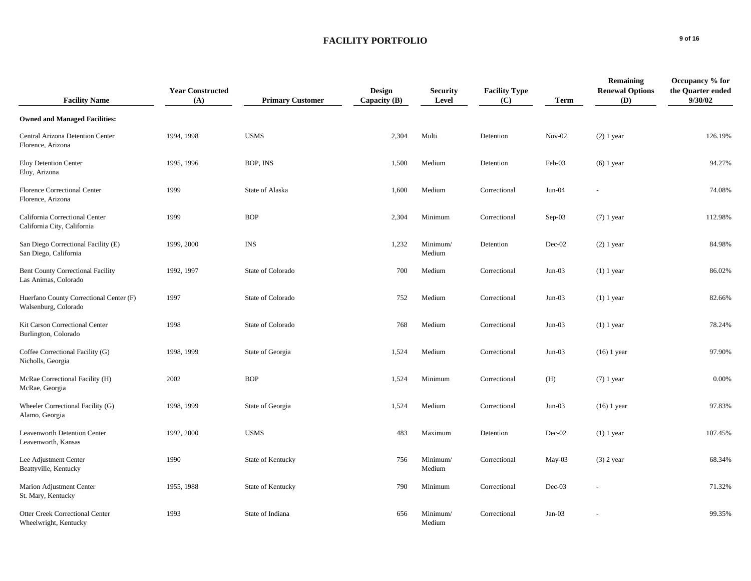# FACILITY PORTFOLIO

| Facility Name | Year Constructed (A) | Primary Customer | Design Capacity (B) | Security Level | Facility Type (C) | Term | Remaining Renewal Options (D) | Occupancy % for the Quarter ended 9/30/02 |
|---|---|---|---|---|---|---|---|---|
| **Owned and Managed Facilities:** | | | | | | | | |
| Central Arizona Detention Center<br>Florence, Arizona | 1994, 1998 | USMS | 2,304 | Multi | Detention | Nov-02 | (2) 1 year | 126.19% |
| Eloy Detention Center<br>Eloy, Arizona | 1995, 1996 | BOP, INS | 1,500 | Medium | Detention | Feb-03 | (6) 1 year | 94.27% |
| Florence Correctional Center<br>Florence, Arizona | 1999 | State of Alaska | 1,600 | Medium | Correctional | Jun-04 | - | 74.08% |
| California Correctional Center<br>California City, California | 1999 | BOP | 2,304 | Minimum | Correctional | Sep-03 | (7) 1 year | 112.98% |
| San Diego Correctional Facility (E)<br>San Diego, California | 1999, 2000 | INS | 1,232 | Minimum/ Medium | Detention | Dec-02 | (2) 1 year | 84.98% |
| Bent County Correctional Facility<br>Las Animas, Colorado | 1992, 1997 | State of Colorado | 700 | Medium | Correctional | Jun-03 | (1) 1 year | 86.02% |
| Huerfano County Correctional Center (F)<br>Walsenburg, Colorado | 1997 | State of Colorado | 752 | Medium | Correctional | Jun-03 | (1) 1 year | 82.66% |
| Kit Carson Correctional Center<br>Burlington, Colorado | 1998 | State of Colorado | 768 | Medium | Correctional | Jun-03 | (1) 1 year | 78.24% |
| Coffee Correctional Facility (G)<br>Nicholls, Georgia | 1998, 1999 | State of Georgia | 1,524 | Medium | Correctional | Jun-03 | (16) 1 year | 97.90% |
| McRae Correctional Facility (H)<br>McRae, Georgia | 2002 | BOP | 1,524 | Minimum | Correctional | (H) | (7) 1 year | 0.00% |
| Wheeler Correctional Facility (G)<br>Alamo, Georgia | 1998, 1999 | State of Georgia | 1,524 | Medium | Correctional | Jun-03 | (16) 1 year | 97.83% |
| Leavenworth Detention Center<br>Leavenworth, Kansas | 1992, 2000 | USMS | 483 | Maximum | Detention | Dec-02 | (1) 1 year | 107.45% |
| Lee Adjustment Center<br>Beattyville, Kentucky | 1990 | State of Kentucky | 756 | Minimum/ Medium | Correctional | May-03 | (3) 2 year | 68.34% |
| Marion Adjustment Center<br>St. Mary, Kentucky | 1955, 1988 | State of Kentucky | 790 | Minimum | Correctional | Dec-03 | - | 71.32% |
| Otter Creek Correctional Center<br>Wheelwright, Kentucky | 1993 | State of Indiana | 656 | Minimum/ Medium | Correctional | Jan-03 | - | 99.35% |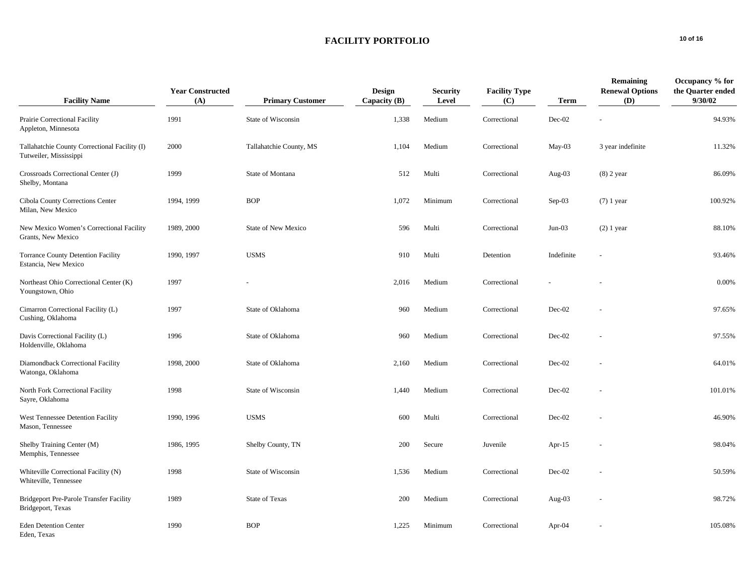# FACILITY PORTFOLIO

| Facility Name | Year Constructed (A) | Primary Customer | Design Capacity (B) | Security Level | Facility Type (C) | Term | Remaining Renewal Options (D) | Occupancy % for the Quarter ended 9/30/02 |
|---|---|---|---|---|---|---|---|---|
| Prairie Correctional Facility<br>Appleton, Minnesota | 1991 | State of Wisconsin | 1,338 | Medium | Correctional | Dec-02 | - | 94.93% |
| Tallahatchie County Correctional Facility (I)<br>Tutweiler, Mississippi | 2000 | Tallahatchie County, MS | 1,104 | Medium | Correctional | May-03 | 3 year indefinite | 11.32% |
| Crossroads Correctional Center (J)<br>Shelby, Montana | 1999 | State of Montana | 512 | Multi | Correctional | Aug-03 | (8) 2 year | 86.09% |
| Cibola County Corrections Center<br>Milan, New Mexico | 1994, 1999 | BOP | 1,072 | Minimum | Correctional | Sep-03 | (7) 1 year | 100.92% |
| New Mexico Women's Correctional Facility<br>Grants, New Mexico | 1989, 2000 | State of New Mexico | 596 | Multi | Correctional | Jun-03 | (2) 1 year | 88.10% |
| Torrance County Detention Facility<br>Estancia, New Mexico | 1990, 1997 | USMS | 910 | Multi | Detention | Indefinite | - | 93.46% |
| Northeast Ohio Correctional Center (K)<br>Youngstown, Ohio | 1997 | - | 2,016 | Medium | Correctional | - | - | 0.00% |
| Cimarron Correctional Facility (L)<br>Cushing, Oklahoma | 1997 | State of Oklahoma | 960 | Medium | Correctional | Dec-02 | - | 97.65% |
| Davis Correctional Facility (L)<br>Holdenville, Oklahoma | 1996 | State of Oklahoma | 960 | Medium | Correctional | Dec-02 | - | 97.55% |
| Diamondback Correctional Facility<br>Watonga, Oklahoma | 1998, 2000 | State of Oklahoma | 2,160 | Medium | Correctional | Dec-02 | - | 64.01% |
| North Fork Correctional Facility<br>Sayre, Oklahoma | 1998 | State of Wisconsin | 1,440 | Medium | Correctional | Dec-02 | - | 101.01% |
| West Tennessee Detention Facility<br>Mason, Tennessee | 1990, 1996 | USMS | 600 | Multi | Correctional | Dec-02 | - | 46.90% |
| Shelby Training Center (M)<br>Memphis, Tennessee | 1986, 1995 | Shelby County, TN | 200 | Secure | Juvenile | Apr-15 | - | 98.04% |
| Whiteville Correctional Facility (N)<br>Whiteville, Tennessee | 1998 | State of Wisconsin | 1,536 | Medium | Correctional | Dec-02 | - | 50.59% |
| Bridgeport Pre-Parole Transfer Facility<br>Bridgeport, Texas | 1989 | State of Texas | 200 | Medium | Correctional | Aug-03 | - | 98.72% |
| Eden Detention Center<br>Eden, Texas | 1990 | BOP | 1,225 | Minimum | Correctional | Apr-04 | - | 105.08% |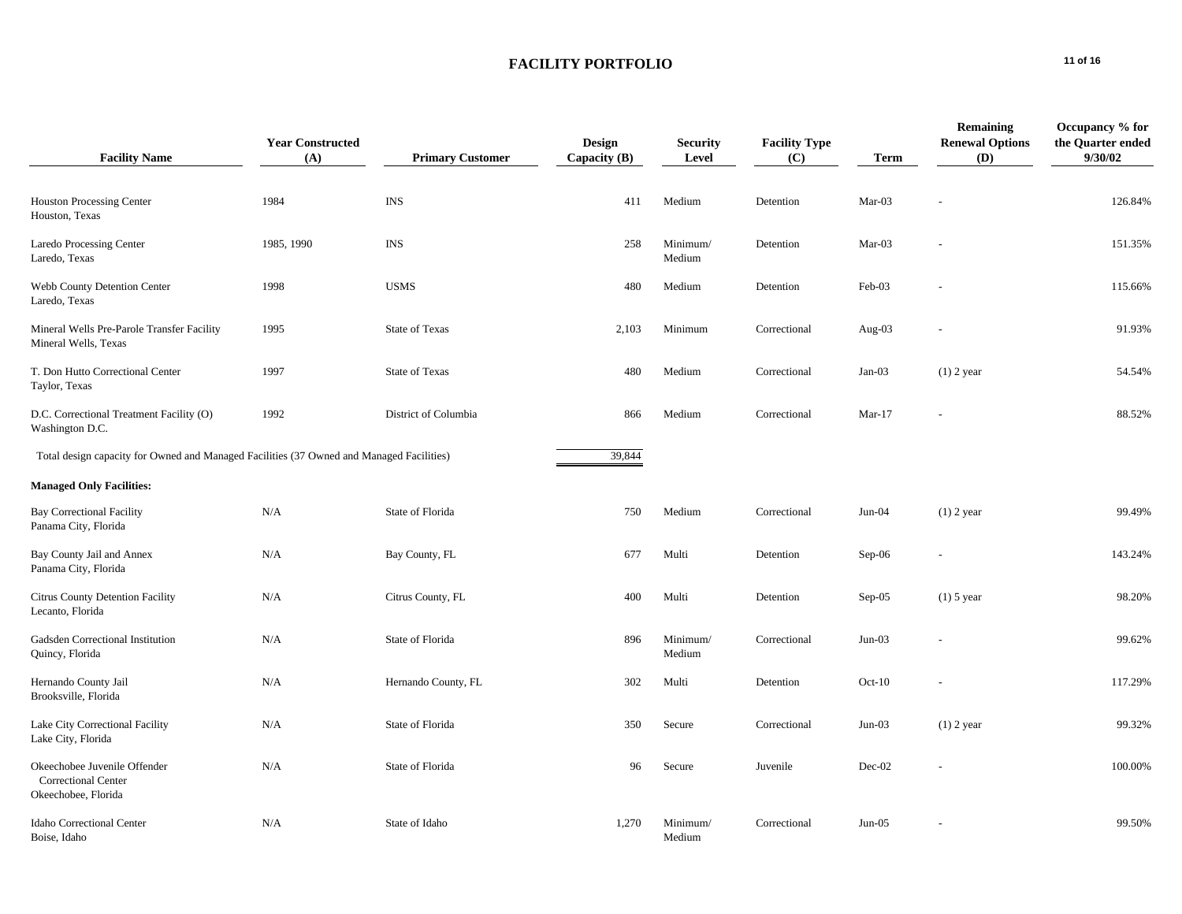# FACILITY PORTFOLIO

| Facility Name | Year Constructed (A) | Primary Customer | Design Capacity (B) | Security Level | Facility Type (C) | Term | Remaining Renewal Options (D) | Occupancy % for the Quarter ended 9/30/02 |
|---|---|---|---|---|---|---|---|---|
| Houston Processing Center<br>Houston, Texas | 1984 | INS | 411 | Medium | Detention | Mar-03 | - | 126.84% |
| Laredo Processing Center<br>Laredo, Texas | 1985, 1990 | INS | 258 | Minimum/ Medium | Detention | Mar-03 | - | 151.35% |
| Webb County Detention Center<br>Laredo, Texas | 1998 | USMS | 480 | Medium | Detention | Feb-03 | - | 115.66% |
| Mineral Wells Pre-Parole Transfer Facility<br>Mineral Wells, Texas | 1995 | State of Texas | 2,103 | Minimum | Correctional | Aug-03 | - | 91.93% |
| T. Don Hutto Correctional Center<br>Taylor, Texas | 1997 | State of Texas | 480 | Medium | Correctional | Jan-03 | (1) 2 year | 54.54% |
| D.C. Correctional Treatment Facility (O)<br>Washington D.C. | 1992 | District of Columbia | 866 | Medium | Correctional | Mar-17 | - | 88.52% |
| Total design capacity for Owned and Managed Facilities (37 Owned and Managed Facilities) | | | 39,844 | | | | | |
| **Managed Only Facilities:** | | | | | | | | |
| Bay Correctional Facility<br>Panama City, Florida | N/A | State of Florida | 750 | Medium | Correctional | Jun-04 | (1) 2 year | 99.49% |
| Bay County Jail and Annex<br>Panama City, Florida | N/A | Bay County, FL | 677 | Multi | Detention | Sep-06 | - | 143.24% |
| Citrus County Detention Facility<br>Lecanto, Florida | N/A | Citrus County, FL | 400 | Multi | Detention | Sep-05 | (1) 5 year | 98.20% |
| Gadsden Correctional Institution<br>Quincy, Florida | N/A | State of Florida | 896 | Minimum/ Medium | Correctional | Jun-03 | - | 99.62% |
| Hernando County Jail<br>Brooksville, Florida | N/A | Hernando County, FL | 302 | Multi | Detention | Oct-10 | - | 117.29% |
| Lake City Correctional Facility<br>Lake City, Florida | N/A | State of Florida | 350 | Secure | Correctional | Jun-03 | (1) 2 year | 99.32% |
| Okeechobee Juvenile Offender Correctional Center<br>Okeechobee, Florida | N/A | State of Florida | 96 | Secure | Juvenile | Dec-02 | - | 100.00% |
| Idaho Correctional Center<br>Boise, Idaho | N/A | State of Idaho | 1,270 | Minimum/ Medium | Correctional | Jun-05 | - | 99.50% |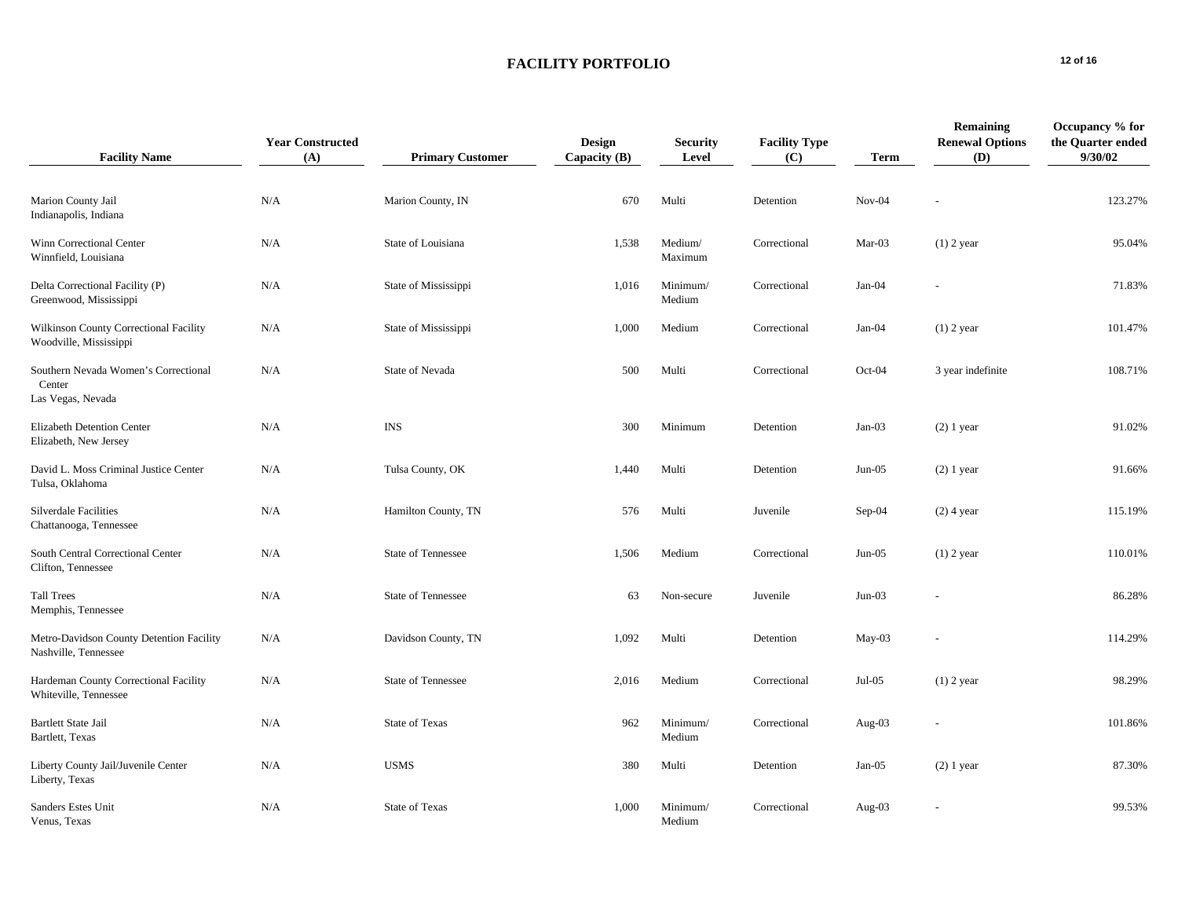# FACILITY PORTFOLIO

| Facility Name | Year Constructed (A) | Primary Customer | Design Capacity (B) | Security Level | Facility Type (C) | Term | Remaining Renewal Options (D) | Occupancy % for the Quarter ended 9/30/02 |
|---|---|---|---|---|---|---|---|---|
| Marion County Jail<br>Indianapolis, Indiana | N/A | Marion County, IN | 670 | Multi | Detention | Nov-04 | - | 123.27% |
| Winn Correctional Center<br>Winnfield, Louisiana | N/A | State of Louisiana | 1,538 | Medium/ Maximum | Correctional | Mar-03 | (1) 2 year | 95.04% |
| Delta Correctional Facility (P)<br>Greenwood, Mississippi | N/A | State of Mississippi | 1,016 | Minimum/ Medium | Correctional | Jan-04 | - | 71.83% |
| Wilkinson County Correctional Facility<br>Woodville, Mississippi | N/A | State of Mississippi | 1,000 | Medium | Correctional | Jan-04 | (1) 2 year | 101.47% |
| Southern Nevada Women's Correctional Center<br>Las Vegas, Nevada | N/A | State of Nevada | 500 | Multi | Correctional | Oct-04 | 3 year indefinite | 108.71% |
| Elizabeth Detention Center<br>Elizabeth, New Jersey | N/A | INS | 300 | Minimum | Detention | Jan-03 | (2) 1 year | 91.02% |
| David L. Moss Criminal Justice Center<br>Tulsa, Oklahoma | N/A | Tulsa County, OK | 1,440 | Multi | Detention | Jun-05 | (2) 1 year | 91.66% |
| Silverdale Facilities<br>Chattanooga, Tennessee | N/A | Hamilton County, TN | 576 | Multi | Juvenile | Sep-04 | (2) 4 year | 115.19% |
| South Central Correctional Center<br>Clifton, Tennessee | N/A | State of Tennessee | 1,506 | Medium | Correctional | Jun-05 | (1) 2 year | 110.01% |
| Tall Trees<br>Memphis, Tennessee | N/A | State of Tennessee | 63 | Non-secure | Juvenile | Jun-03 | - | 86.28% |
| Metro-Davidson County Detention Facility<br>Nashville, Tennessee | N/A | Davidson County, TN | 1,092 | Multi | Detention | May-03 | - | 114.29% |
| Hardeman County Correctional Facility<br>Whiteville, Tennessee | N/A | State of Tennessee | 2,016 | Medium | Correctional | Jul-05 | (1) 2 year | 98.29% |
| Bartlett State Jail<br>Bartlett, Texas | N/A | State of Texas | 962 | Minimum/ Medium | Correctional | Aug-03 | - | 101.86% |
| Liberty County Jail/Juvenile Center<br>Liberty, Texas | N/A | USMS | 380 | Multi | Detention | Jan-05 | (2) 1 year | 87.30% |
| Sanders Estes Unit<br>Venus, Texas | N/A | State of Texas | 1,000 | Minimum/ Medium | Correctional | Aug-03 | - | 99.53% |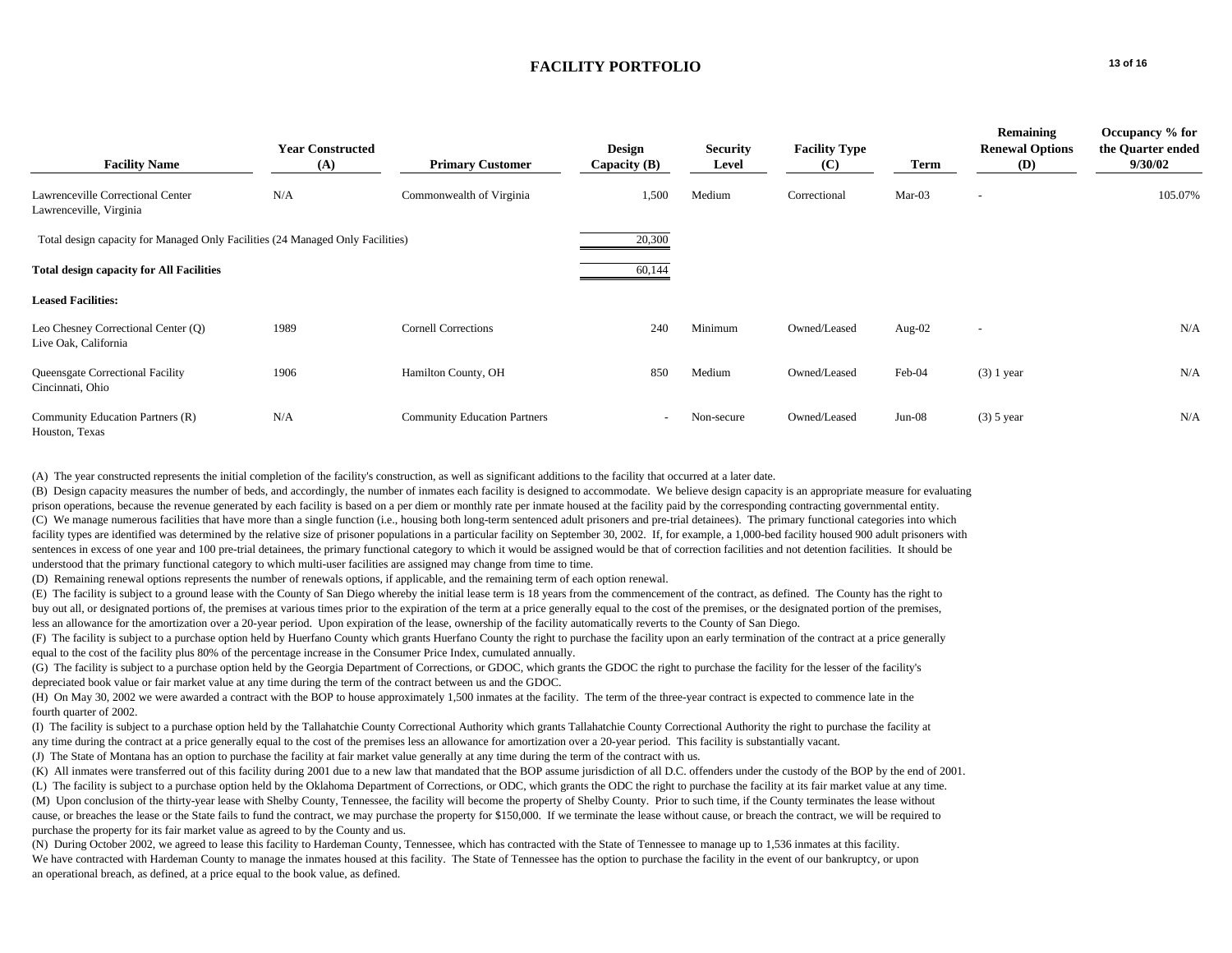# FACILITY PORTFOLIO

| Facility Name | Year Constructed (A) | Primary Customer | Design Capacity (B) | Security Level | Facility Type (C) | Term | Remaining Renewal Options (D) | Occupancy % for the Quarter ended 9/30/02 |
|---|---|---|---|---|---|---|---|---|
| Lawrenceville Correctional Center<br>Lawrenceville, Virginia | N/A | Commonwealth of Virginia | 1,500 | Medium | Correctional | Mar-03 | - | 105.07% |
| Total design capacity for Managed Only Facilities (24 Managed Only Facilities) | | | 20,300 | | | | | |
| **Total design capacity for All Facilities** | | | 60,144 | | | | | |
| **Leased Facilities:** | | | | | | | | |
| Leo Chesney Correctional Center (Q)<br>Live Oak, California | 1989 | Cornell Corrections | 240 | Minimum | Owned/Leased | Aug-02 | - | N/A |
| Queensgate Correctional Facility<br>Cincinnati, Ohio | 1906 | Hamilton County, OH | 850 | Medium | Owned/Leased | Feb-04 | (3) 1 year | N/A |
| Community Education Partners (R)<br>Houston, Texas | N/A | Community Education Partners | - | Non-secure | Owned/Leased | Jun-08 | (3) 5 year | N/A |

(A) The year constructed represents the initial completion of the facility's construction, as well as significant additions to the facility that occurred at a later date.

(B) Design capacity measures the number of beds, and accordingly, the number of inmates each facility is designed to accommodate. We believe design capacity is an appropriate measure for evaluating prison operations, because the revenue generated by each facility is based on a per diem or monthly rate per inmate housed at the facility paid by the corresponding contracting governmental entity.

(C) We manage numerous facilities that have more than a single function (i.e., housing both long-term sentenced adult prisoners and pre-trial detainees). The primary functional categories into which facility types are identified was determined by the relative size of prisoner populations in a particular facility on September 30, 2002. If, for example, a 1,000-bed facility housed 900 adult prisoners with sentences in excess of one year and 100 pre-trial detainees, the primary functional category to which it would be assigned would be that of correction facilities and not detention facilities. It should be understood that the primary functional category to which multi-user facilities are assigned may change from time to time.

(D) Remaining renewal options represents the number of renewals options, if applicable, and the remaining term of each option renewal.

(E) The facility is subject to a ground lease with the County of San Diego whereby the initial lease term is 18 years from the commencement of the contract, as defined. The County has the right to buy out all, or designated portions of, the premises at various times prior to the expiration of the term at a price generally equal to the cost of the premises, or the designated portion of the premises, less an allowance for the amortization over a 20-year period. Upon expiration of the lease, ownership of the facility automatically reverts to the County of San Diego.

(F) The facility is subject to a purchase option held by Huerfano County which grants Huerfano County the right to purchase the facility upon an early termination of the contract at a price generally equal to the cost of the facility plus 80% of the percentage increase in the Consumer Price Index, cumulated annually.

(G) The facility is subject to a purchase option held by the Georgia Department of Corrections, or GDOC, which grants the GDOC the right to purchase the facility for the lesser of the facility's depreciated book value or fair market value at any time during the term of the contract between us and the GDOC.

(H) On May 30, 2002 we were awarded a contract with the BOP to house approximately 1,500 inmates at the facility. The term of the three-year contract is expected to commence late in the fourth quarter of 2002.

(I) The facility is subject to a purchase option held by the Tallahatchie County Correctional Authority which grants Tallahatchie County Correctional Authority the right to purchase the facility at any time during the contract at a price generally equal to the cost of the premises less an allowance for amortization over a 20-year period. This facility is substantially vacant.

(J) The State of Montana has an option to purchase the facility at fair market value generally at any time during the term of the contract with us.

(K) All inmates were transferred out of this facility during 2001 due to a new law that mandated that the BOP assume jurisdiction of all D.C. offenders under the custody of the BOP by the end of 2001.

(L) The facility is subject to a purchase option held by the Oklahoma Department of Corrections, or ODC, which grants the ODC the right to purchase the facility at its fair market value at any time.

(M) Upon conclusion of the thirty-year lease with Shelby County, Tennessee, the facility will become the property of Shelby County. Prior to such time, if the County terminates the lease without cause, or breaches the lease or the State fails to fund the contract, we may purchase the property for $150,000. If we terminate the lease without cause, or breach the contract, we will be required to purchase the property for its fair market value as agreed to by the County and us.

(N) During October 2002, we agreed to lease this facility to Hardeman County, Tennessee, which has contracted with the State of Tennessee to manage up to 1,536 inmates at this facility. We have contracted with Hardeman County to manage the inmates housed at this facility. The State of Tennessee has the option to purchase the facility in the event of our bankruptcy, or upon an operational breach, as defined, at a price equal to the book value, as defined.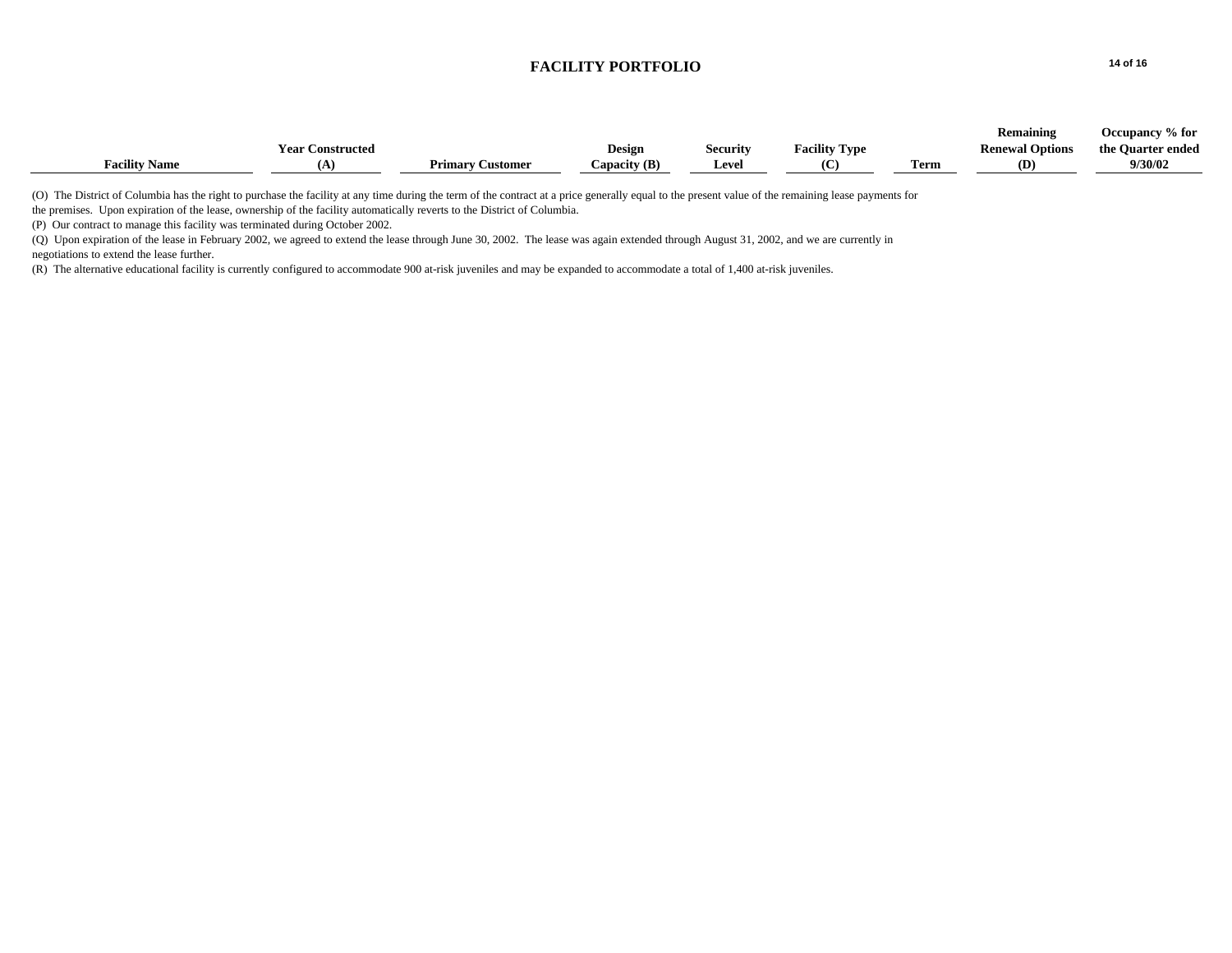## FACILITY PORTFOLIO

| Facility Name | Year Constructed (A) | Primary Customer | Design Capacity (B) | Security Level | Facility Type (C) | Term | Remaining Renewal Options (D) | Occupancy % for the Quarter ended 9/30/02 |
|---|---|---|---|---|---|---|---|---|

(O) The District of Columbia has the right to purchase the facility at any time during the term of the contract at a price generally equal to the present value of the remaining lease payments for the premises. Upon expiration of the lease, ownership of the facility automatically reverts to the District of Columbia.

(P) Our contract to manage this facility was terminated during October 2002.

(Q) Upon expiration of the lease in February 2002, we agreed to extend the lease through June 30, 2002. The lease was again extended through August 31, 2002, and we are currently in negotiations to extend the lease further.

(R) The alternative educational facility is currently configured to accommodate 900 at-risk juveniles and may be expanded to accommodate a total of 1,400 at-risk juveniles.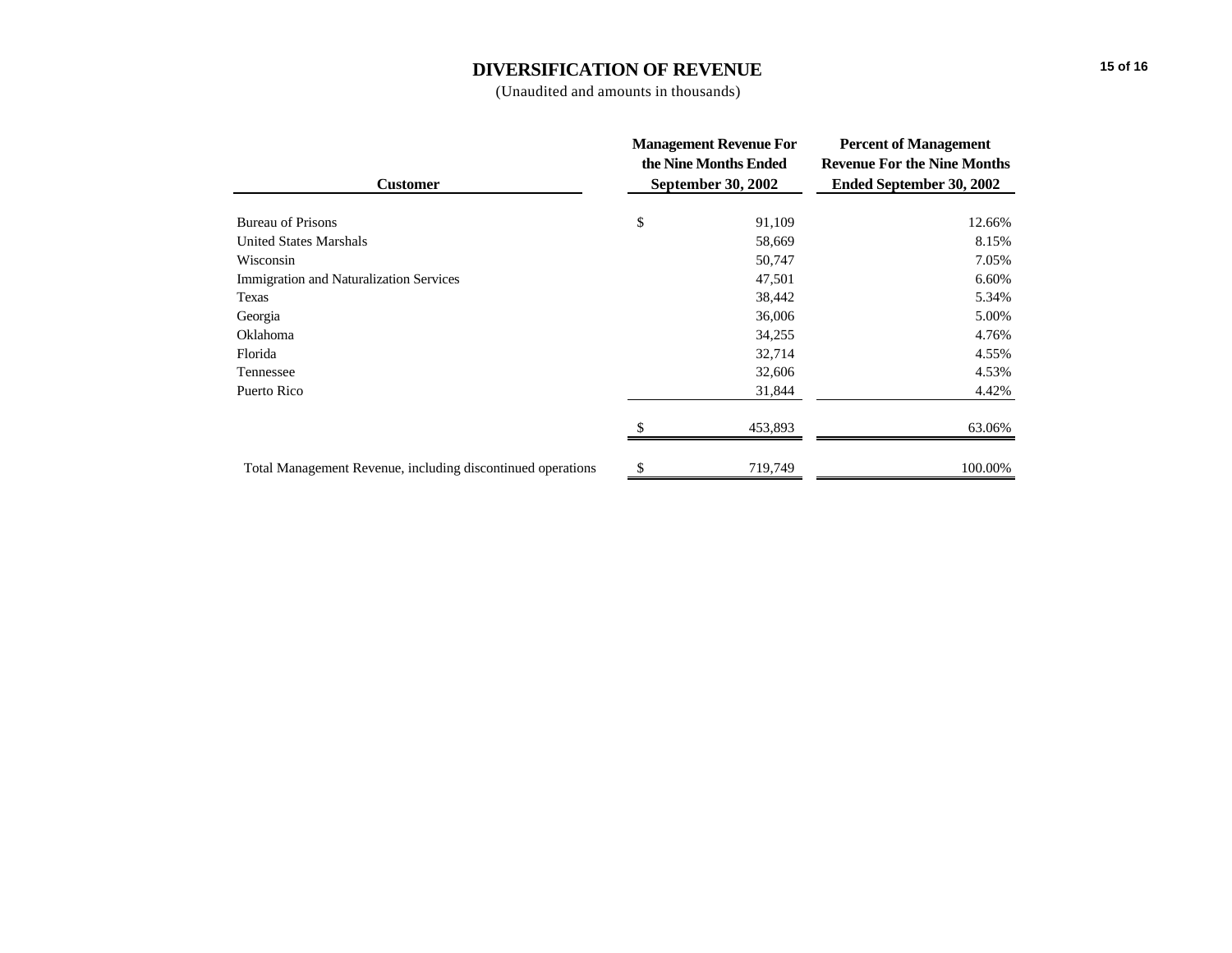# DIVERSIFICATION OF REVENUE

(Unaudited and amounts in thousands)

| Customer | Management Revenue For the Nine Months Ended September 30, 2002 | Percent of Management Revenue For the Nine Months Ended September 30, 2002 |
|---|---|---|
| Bureau of Prisons | $ 91,109 | 12.66% |
| United States Marshals | 58,669 | 8.15% |
| Wisconsin | 50,747 | 7.05% |
| Immigration and Naturalization Services | 47,501 | 6.60% |
| Texas | 38,442 | 5.34% |
| Georgia | 36,006 | 5.00% |
| Oklahoma | 34,255 | 4.76% |
| Florida | 32,714 | 4.55% |
| Tennessee | 32,606 | 4.53% |
| Puerto Rico | 31,844 | 4.42% |
| | $ 453,893 | 63.06% |
| Total Management Revenue, including discontinued operations | $ 719,749 | 100.00% |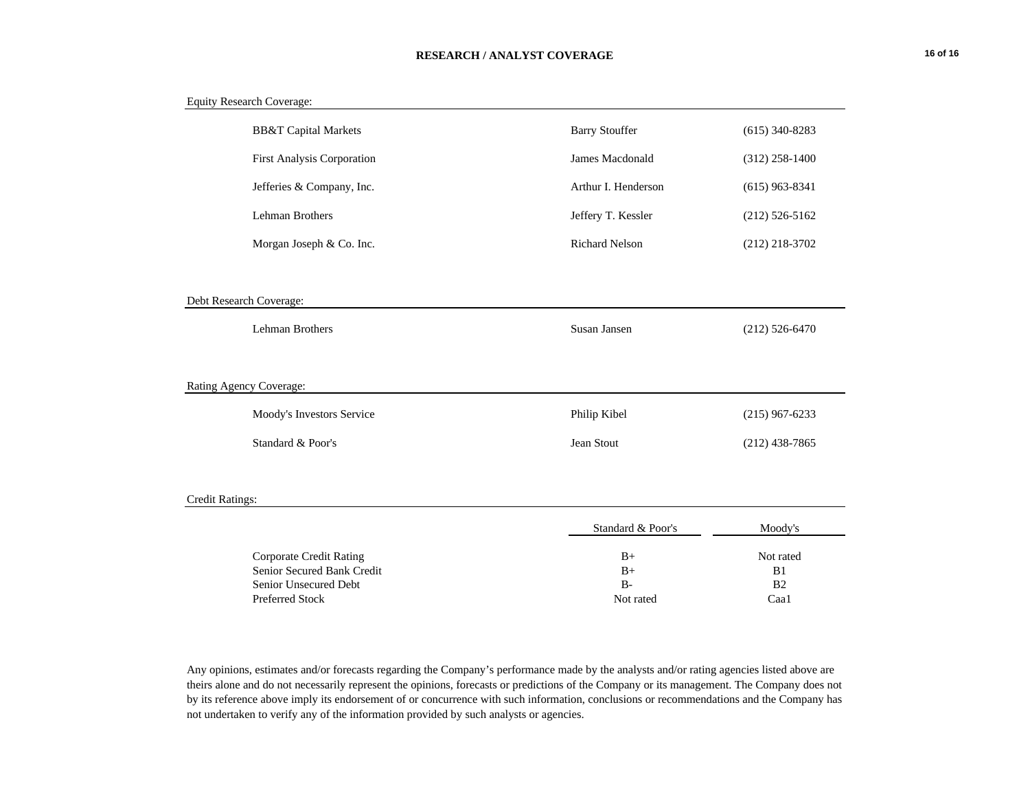# RESEARCH / ANALYST COVERAGE

## Equity Research Coverage:

| | | |
|---|---|---|
| BB&T Capital Markets | Barry Stouffer | (615) 340-8283 |
| First Analysis Corporation | James Macdonald | (312) 258-1400 |
| Jefferies & Company, Inc. | Arthur I. Henderson | (615) 963-8341 |
| Lehman Brothers | Jeffery T. Kessler | (212) 526-5162 |
| Morgan Joseph & Co. Inc. | Richard Nelson | (212) 218-3702 |

## Debt Research Coverage:

| | | |
|---|---|---|
| Lehman Brothers | Susan Jansen | (212) 526-6470 |

## Rating Agency Coverage:

| | | |
|---|---|---|
| Moody's Investors Service | Philip Kibel | (215) 967-6233 |
| Standard & Poor's | Jean Stout | (212) 438-7865 |

## Credit Ratings:

| | Standard & Poor's | Moody's |
|---|---|---|
| Corporate Credit Rating | B+ | Not rated |
| Senior Secured Bank Credit | B+ | B1 |
| Senior Unsecured Debt | B- | B2 |
| Preferred Stock | Not rated | Caa1 |

Any opinions, estimates and/or forecasts regarding the Company's performance made by the analysts and/or rating agencies listed above are theirs alone and do not necessarily represent the opinions, forecasts or predictions of the Company or its management. The Company does not by its reference above imply its endorsement of or concurrence with such information, conclusions or recommendations and the Company has not undertaken to verify any of the information provided by such analysts or agencies.